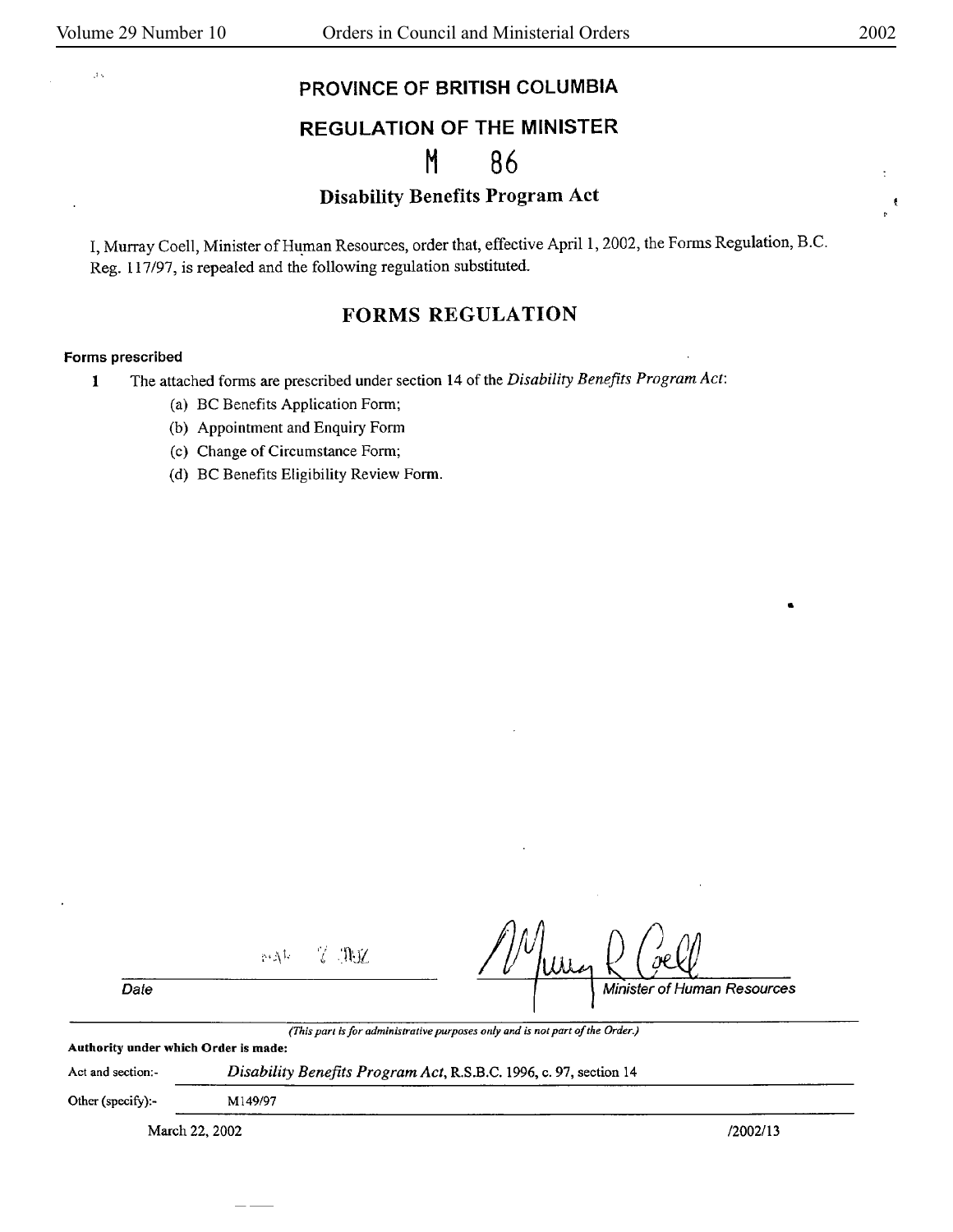# PROVINCE OF BRITISH COLUMBIA

## REGULATION OF THE MINISTER

## M 86

### Disability Benefits Program Act

I, Murray Coell, Minister of Human Resources, order that, effective April 1, 2002, the Forms Regulation, B.C. Reg. 117/97, is repealed and the following regulation substituted.

## FORMS REGULATION

**Forms prescribed**

**1** The attached forms are prescribed under section 14 of the *Disability Benefits Program Act*:

(a) BC Benefits Application Form;

(b) Appointment and Enquiry Form

(c) Change of Circumstance Form;

(d) BC Benefits Eligibility Review Form.

MAR 7 2002

Date

Minister of Human Resources

*(This part is for administrative purposes only and is not part of the Order.)*

**Authority under which Order is made:**

Act and section:- *Disability Benefits Program Act*, R.S.B.C. 1996, c. 97, section 14

Other (specify):- M149/97

March 22, 2002 /2002/13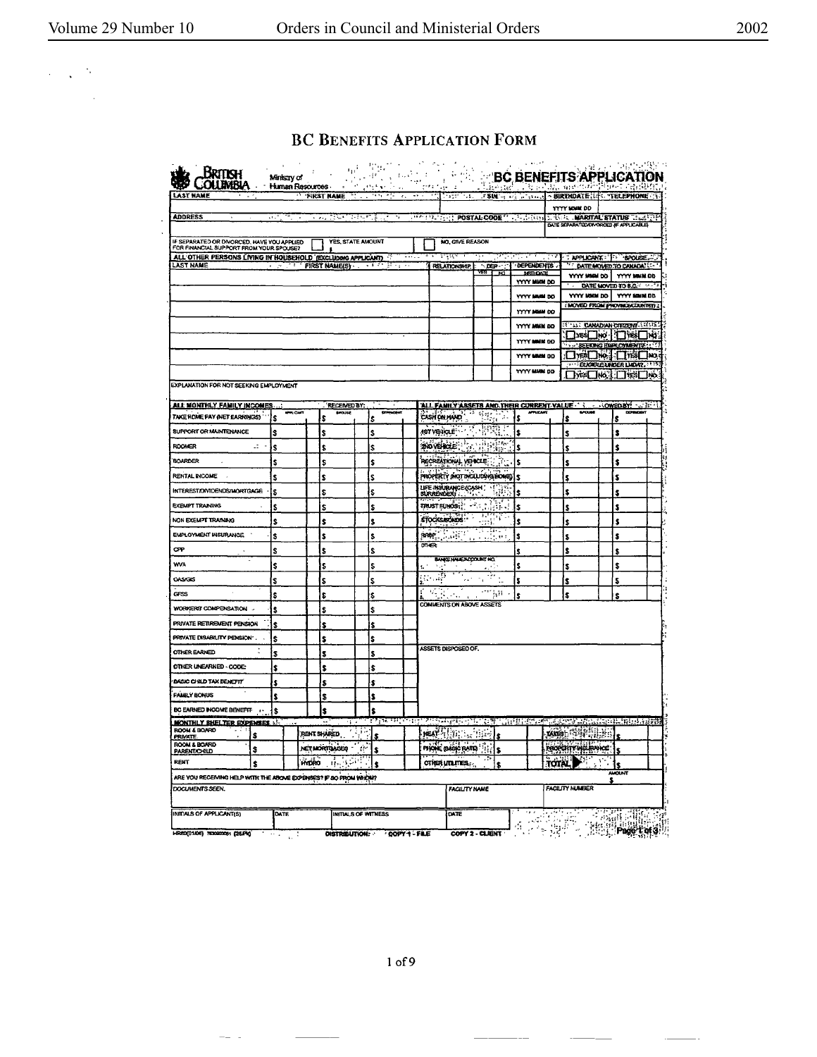# BC Benefits Application Form

British Columbia — Ministry of Human Resources

## BC BENEFITS APPLICATION

| LAST NAME | FIRST NAME | SIN | BIRTHDATE | TELEPHONE |
|---|---|---|---|---|
| | | | YYYY MMM DD | |

| ADDRESS | POSTAL CODE | MARITAL STATUS |
|---|---|---|
| | | DATE SEPARATED/DIVORCED (IF APPLICABLE) |

IF SEPARATED OR DIVORCED, HAVE YOU APPLIED FOR FINANCIAL SUPPORT FROM YOUR SPOUSE? ☐ YES, STATE AMOUNT $ ☐ NO, GIVE REASON

**ALL OTHER PERSONS LIVING IN HOUSEHOLD (EXCLUDING APPLICANT)**

| LAST NAME | FIRST NAME(S) | RELATIONSHIP | DEP YES | DEP NO | DEPENDENTS BIRTHDATE |
|---|---|---|---|---|---|
| | | | | | YYYY MMM DD |
| | | | | | YYYY MMM DD |
| | | | | | YYYY MMM DD |
| | | | | | YYYY MMM DD |
| | | | | | YYYY MMM DD |
| | | | | | YYYY MMM DD |

| | APPLICANT | SPOUSE |
|---|---|---|
| DATE MOVED TO CANADA | YYYY MMM DD | YYYY MMM DD |
| DATE MOVED TO B.C. | YYYY MMM DD | YYYY MMM DD |
| MOVED FROM (PROVINCE/COUNTRY) | | |
| CANADIAN CITIZEN | ☐ YES ☐ NO | ☐ YES ☐ NO |
| SEEKING EMPLOYMENT | ☐ YES ☐ NO | ☐ YES ☐ NO |
| ELIGIBLE UNDER LMDA? | ☐ YES ☐ NO | ☐ YES ☐ NO |

EXPLANATION FOR NOT SEEKING EMPLOYMENT

**ALL MONTHLY FAMILY INCOMES — RECEIVED BY:**

| | APPLICANT | SPOUSE | DEPENDENT |
|---|---|---|---|
| TAKE HOME PAY (NET EARNINGS) | $ | $ | $ |
| SUPPORT OR MAINTENANCE | $ | $ | $ |
| ROOMER | $ | $ | $ |
| BOARDER | $ | $ | $ |
| RENTAL INCOME | $ | $ | $ |
| INTEREST/DIVIDENDS/MORTGAGE | $ | $ | $ |
| EXEMPT TRAINING | $ | $ | $ |
| NON EXEMPT TRAINING | $ | $ | $ |
| EMPLOYMENT INSURANCE | $ | $ | $ |
| CPP | $ | $ | $ |
| WVA | $ | $ | $ |
| OAS/GIS | $ | $ | $ |
| GFSS | $ | $ | $ |
| WORKERS' COMPENSATION | $ | $ | $ |
| PRIVATE RETIREMENT PENSION | $ | $ | $ |
| PRIVATE DISABILITY PENSION | $ | $ | $ |
| OTHER EARNED | $ | $ | $ |
| OTHER UNEARNED - CODE: | $ | $ | $ |
| BASIC CHILD TAX BENEFIT | $ | $ | $ |
| FAMILY BONUS | $ | $ | $ |
| BC EARNED INCOME BENEFIT | $ | $ | $ |

**ALL FAMILY ASSETS AND THEIR CURRENT VALUE — OWNED BY:**

| | APPLICANT | SPOUSE | DEPENDENT |
|---|---|---|---|
| CASH ON HAND | $ | $ | $ |
| 1ST VEHICLE | $ | $ | $ |
| 2ND VEHICLE | $ | $ | $ |
| RECREATIONAL VEHICLE | $ | $ | $ |
| PROPERTY (NOT INCLUDING HOME) | $ | $ | $ |
| LIFE INSURANCE (CASH SURRENDER) | $ | $ | $ |
| TRUST FUNDS | $ | $ | $ |
| STOCKS/BONDS | $ | $ | $ |
| RRSP | $ | $ | $ |
| OTHER | $ | $ | $ |
| BANKS NAME/ACCOUNT NO. 1. | $ | $ | $ |
| 2. | $ | $ | $ |
| 3. | $ | $ | $ |

COMMENTS ON ABOVE ASSETS

ASSETS DISPOSED OF.

**MONTHLY SHELTER EXPENSES**

| | | | | | | | |
|---|---|---|---|---|---|---|---|
| ROOM & BOARD PRIVATE | $ | RENT SHARED | $ | HEAT | $ | TAXES | $ |
| ROOM & BOARD PARENT/CHILD | $ | NET MORTGAGE | $ | PHONE (BASIC RATE) | $ | PROPERTY INSURANCE | $ |
| RENT | $ | HYDRO | $ | OTHER UTILITIES | $ | TOTAL | $ |

ARE YOU RECEIVING HELP WITH THE ABOVE EXPENSES? IF SO FROM WHOM? — AMOUNT $

| DOCUMENTS SEEN. | FACILITY NAME | FACILITY NUMBER |
|---|---|---|
| | | |

| INITIALS OF APPLICANT(S) | DATE | INITIALS OF WITNESS | DATE |
|---|---|---|---|
| | | | |

HR80(01/06) 7530000081 (2S.PK) DISTRIBUTION: COPY 1 - FILE COPY 2 - CLIENT Page 1 of 3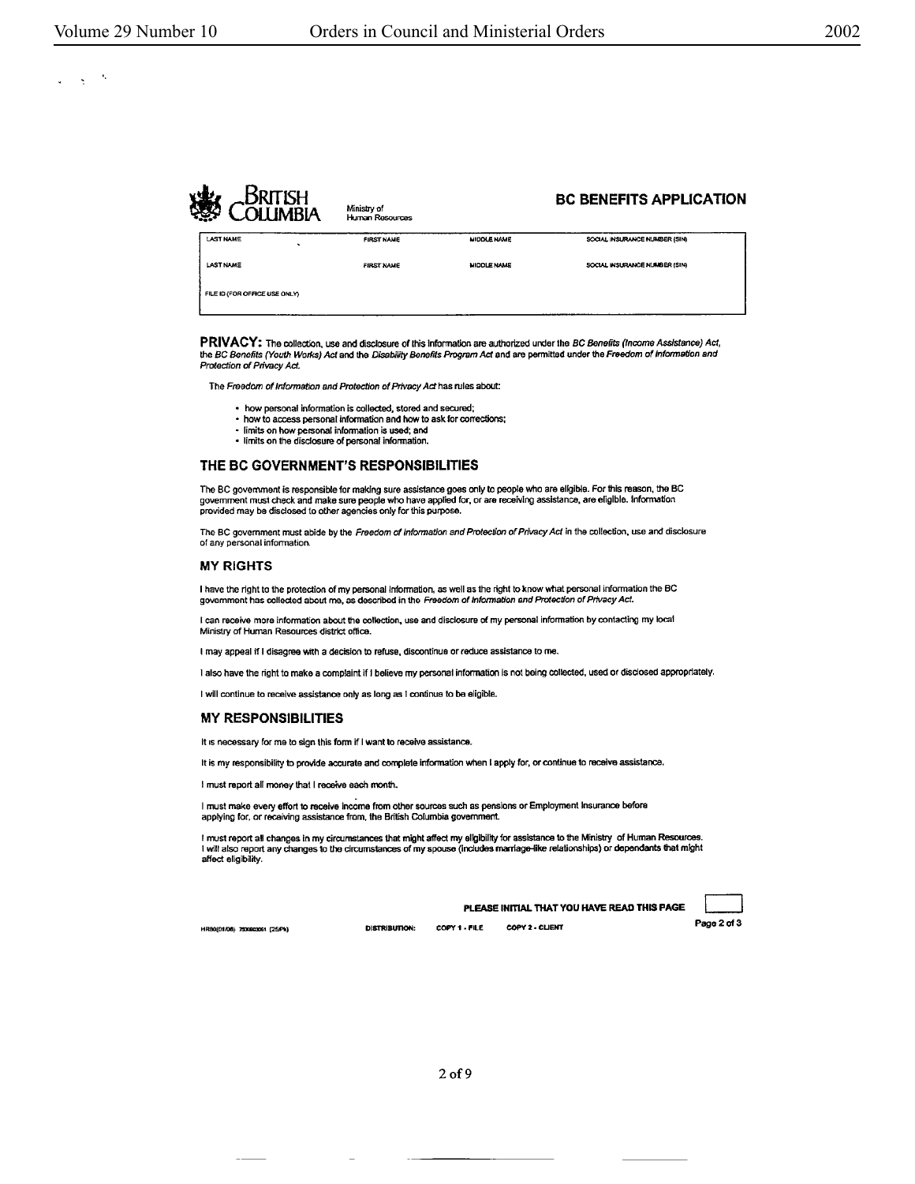British Columbia — Ministry of Human Resources

## BC BENEFITS APPLICATION

| LAST NAME | FIRST NAME | MIDDLE NAME | SOCIAL INSURANCE NUMBER (SIN) |
|---|---|---|---|
| LAST NAME | FIRST NAME | MIDDLE NAME | SOCIAL INSURANCE NUMBER (SIN) |
| FILE ID (FOR OFFICE USE ONLY) | | | |

**PRIVACY:** The collection, use and disclosure of this information are authorized under the *BC Benefits (Income Assistance) Act*, the *BC Benefits (Youth Works) Act* and the *Disability Benefits Program Act* and are permitted under the *Freedom of Information and Protection of Privacy Act.*

The *Freedom of Information and Protection of Privacy Act* has rules about:

- how personal information is collected, stored and secured;
- how to access personal information and how to ask for corrections;
- limits on how personal information is used; and
- limits on the disclosure of personal information.

### THE BC GOVERNMENT'S RESPONSIBILITIES

The BC government is responsible for making sure assistance goes only to people who are eligible. For this reason, the BC government must check and make sure people who have applied for, or are receiving assistance, are eligible. Information provided may be disclosed to other agencies only for this purpose.

The BC government must abide by the *Freedom of Information and Protection of Privacy Act* in the collection, use and disclosure of any personal information.

### MY RIGHTS

I have the right to the protection of my personal information, as well as the right to know what personal information the BC government has collected about me, as described in the *Freedom of Information and Protection of Privacy Act.*

I can receive more information about the collection, use and disclosure of my personal information by contacting my local Ministry of Human Resources district office.

I may appeal if I disagree with a decision to refuse, discontinue or reduce assistance to me.

I also have the right to make a complaint if I believe my personal information is not being collected, used or disclosed appropriately.

I will continue to receive assistance only as long as I continue to be eligible.

### MY RESPONSIBILITIES

It is necessary for me to sign this form if I want to receive assistance.

It is my responsibility to provide accurate and complete information when I apply for, or continue to receive assistance.

I must report all money that I receive each month.

I must make every effort to receive income from other sources such as pensions or Employment Insurance before applying for, or receiving assistance from, the British Columbia government.

I must report all changes in my circumstances that might affect my eligibility for assistance to the Ministry of Human Resources. I will also report any changes to the circumstances of my spouse (includes marriage-like relationships) or dependants that might affect eligibility.

PLEASE INITIAL THAT YOU HAVE READ THIS PAGE [ ]

HR80(01/06) 7530803051 (25PK) DISTRIBUTION: COPY 1 - FILE COPY 2 - CLIENT Page 2 of 3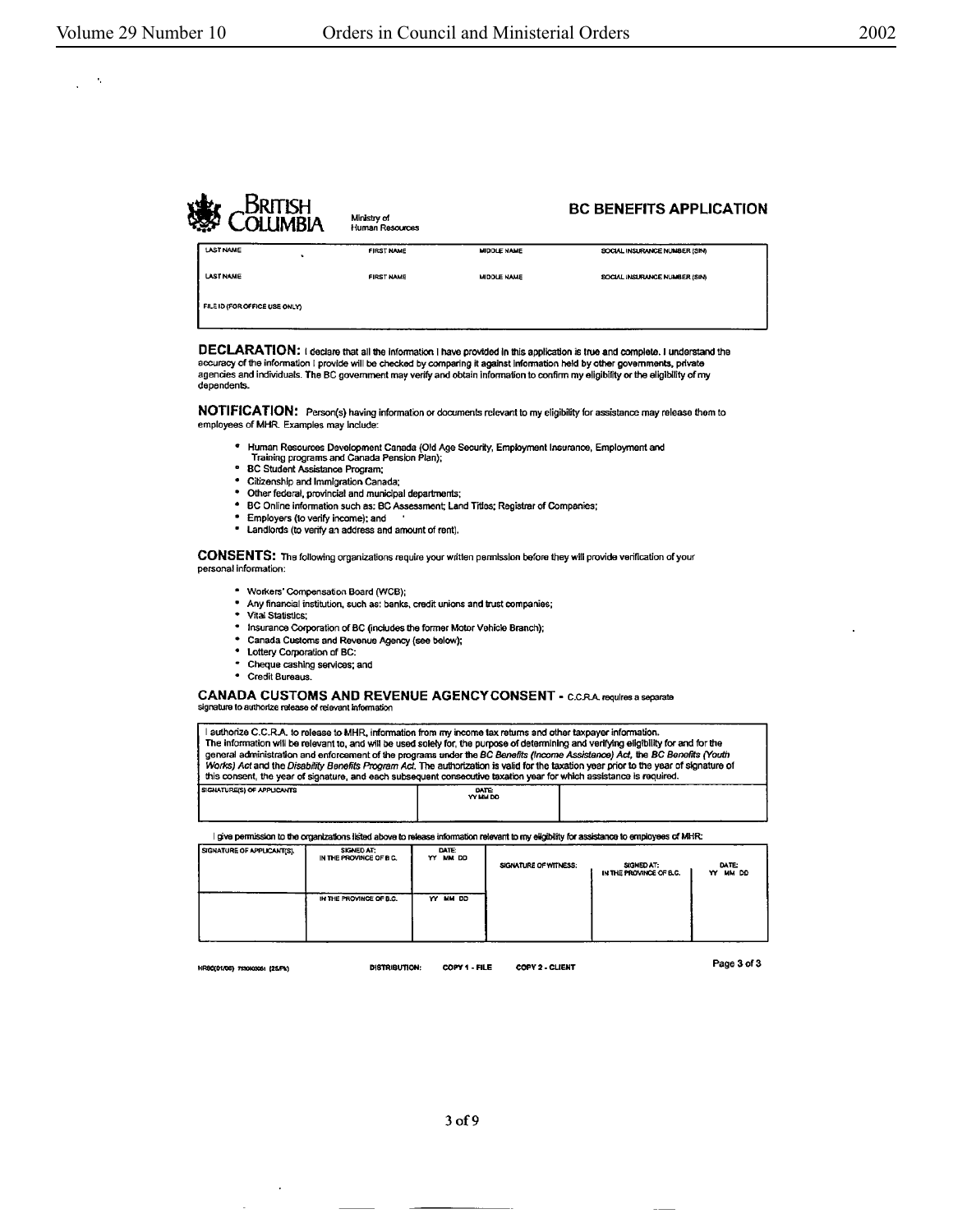**BRITISH COLUMBIA** Ministry of Human Resources

## BC BENEFITS APPLICATION

| LAST NAME | FIRST NAME | MIDDLE NAME | SOCIAL INSURANCE NUMBER (SIN) |
|---|---|---|---|
| LAST NAME | FIRST NAME | MIDDLE NAME | SOCIAL INSURANCE NUMBER (SIN) |
| FILE ID (FOR OFFICE USE ONLY) | | | |

**DECLARATION:** I declare that all the information I have provided in this application is true and complete. I understand the accuracy of the information I provide will be checked by comparing it against information held by other governments, private agencies and individuals. The BC government may verify and obtain information to confirm my eligibility or the eligibility of my dependents.

**NOTIFICATION:** Person(s) having information or documents relevant to my eligibility for assistance may release them to employees of MHR. Examples may include:

- Human Resources Development Canada (Old Age Security, Employment Insurance, Employment and Training programs and Canada Pension Plan);
- BC Student Assistance Program;
- Citizenship and Immigration Canada;
- Other federal, provincial and municipal departments;
- BC Online information such as: BC Assessment; Land Titles; Registrar of Companies;
- Employers (to verify income); and
- Landlords (to verify an address and amount of rent).

**CONSENTS:** The following organizations require your written permission before they will provide verification of your personal information:

- Workers' Compensation Board (WCB);
- Any financial institution, such as: banks, credit unions and trust companies;
- Vital Statistics;
- Insurance Corporation of BC (includes the former Motor Vehicle Branch);
- Canada Customs and Revenue Agency (see below);
- Lottery Corporation of BC:
- Cheque cashing services; and
- Credit Bureaus.

**CANADA CUSTOMS AND REVENUE AGENCY CONSENT** - C.C.R.A. requires a separate signature to authorize release of relevant information

I authorize C.C.R.A. to release to MHR, information from my income tax returns and other taxpayer information. The information will be relevant to, and will be used solely for, the purpose of determining and verifying eligibility for and for the general administration and enforcement of the programs under the *BC Benefits (Income Assistance) Act*, the *BC Benefits (Youth Works) Act* and the *Disability Benefits Program Act*. The authorization is valid for the taxation year prior to the year of signature of this consent, the year of signature, and each subsequent consecutive taxation year for which assistance is required.

| SIGNATURE(S) OF APPLICANTS | DATE: YY MM DD | |
|---|---|---|
| | | |

I give permission to the organizations listed above to release information relevant to my eligibility for assistance to employees of MHR:

| SIGNATURE OF APPLICANT(S): | SIGNED AT: IN THE PROVINCE OF B.C. | DATE: YY MM DD | SIGNATURE OF WITNESS: | SIGNED AT: IN THE PROVINCE OF B.C. | DATE: YY MM DD |
|---|---|---|---|---|---|
| | IN THE PROVINCE OF B.C. | YY MM DD | | | |

HR80(01/06) 7530000051 (25/Pk) DISTRIBUTION: COPY 1 - FILE COPY 2 - CLIENT Page 3 of 3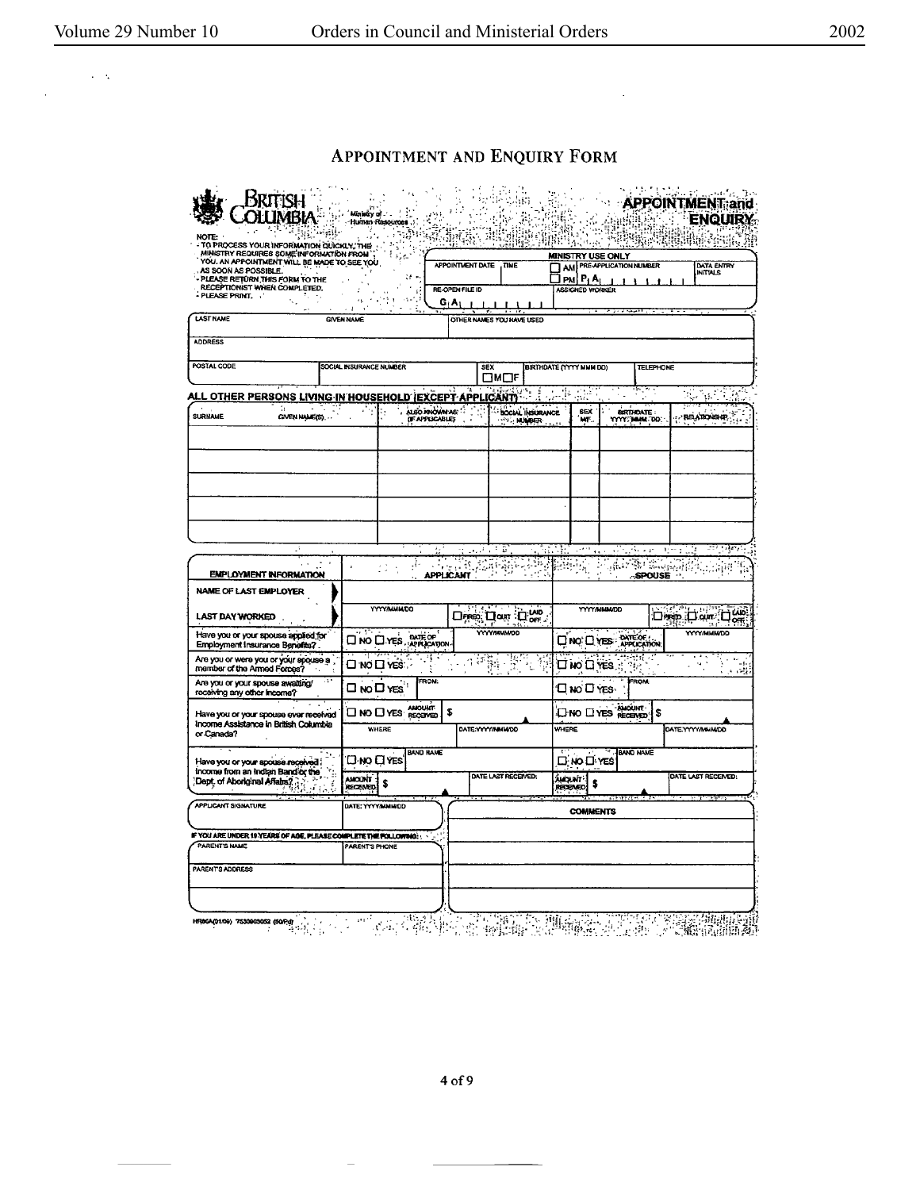# APPOINTMENT AND ENQUIRY FORM

**BRITISH COLUMBIA**
Ministry of Human Resources

**APPOINTMENT and ENQUIRY**

NOTE:
- TO PROCESS YOUR INFORMATION QUICKLY, THE MINISTRY REQUIRES SOME INFORMATION FROM YOU. AN APPOINTMENT WILL BE MADE TO SEE YOU AS SOON AS POSSIBLE.
- PLEASE RETURN THIS FORM TO THE RECEPTIONIST WHEN COMPLETED.
- PLEASE PRINT.

**MINISTRY USE ONLY**

| APPOINTMENT DATE | TIME | ☐ AM ☐ PM | PRE-APPLICATION NUMBER P A | DATA ENTRY INITIALS |
|---|---|---|---|---|
| RE-OPEN FILE ID G A | | | ASSIGNED WORKER | |

| LAST NAME | GIVEN NAME | OTHER NAMES YOU HAVE USED | | |
|---|---|---|---|---|
| ADDRESS | | | | |
| POSTAL CODE | SOCIAL INSURANCE NUMBER | SEX ☐M ☐F | BIRTHDATE (YYYY MMM DD) | TELEPHONE |

**ALL OTHER PERSONS LIVING IN HOUSEHOLD (EXCEPT APPLICANT)**

| SURNAME | GIVEN NAME(S) | ALSO KNOWN AS (IF APPLICABLE) | SOCIAL INSURANCE NUMBER | SEX M/F | BIRTHDATE YYYY MMM DD | RELATIONSHIP |
|---|---|---|---|---|---|---|
| | | | | | | |
| | | | | | | |
| | | | | | | |
| | | | | | | |
| | | | | | | |

| EMPLOYMENT INFORMATION | APPLICANT | | SPOUSE | |
|---|---|---|---|---|
| NAME OF LAST EMPLOYER | | | | |
| LAST DAY WORKED | YYYY/MMM/DD | ☐ FIRED ☐ QUIT ☐ LAID OFF | YYYY/MMM/DD | ☐ FIRED ☐ QUIT ☐ LAID OFF |
| Have you or your spouse applied for Employment Insurance Benefits? | ☐ NO ☐ YES DATE OF APPLICATION | YYYY/MMM/DD | ☐ NO ☐ YES DATE OF APPLICATION | YYYY/MMM/DD |
| Are you or were you or your spouse a member of the Armed Forces? | ☐ NO ☐ YES | | ☐ NO ☐ YES | |
| Are you or your spouse awaiting/receiving any other income? | ☐ NO ☐ YES FROM: | | ☐ NO ☐ YES FROM: | |
| Have you or your spouse ever received Income Assistance in British Columbia or Canada? | ☐ NO ☐ YES AMOUNT RECEIVED $ WHERE | DATE:YYYY/MMM/DD | ☐ NO ☐ YES AMOUNT RECEIVED $ WHERE | DATE:YYYY/MMM/DD |
| Have you or your spouse received income from an Indian Band or the Dept. of Aboriginal Affairs? | ☐ NO ☐ YES BAND NAME AMOUNT RECEIVED $ | DATE LAST RECEIVED: | ☐ NO ☐ YES BAND NAME AMOUNT RECEIVED $ | DATE LAST RECEIVED: |

| APPLICANT SIGNATURE | DATE: YYYY/MMM/DD | COMMENTS |
|---|---|---|

IF YOU ARE UNDER 19 YEARS OF AGE, PLEASE COMPLETE THE FOLLOWING:

| PARENT'S NAME | PARENT'S PHONE |
|---|---|
| PARENT'S ADDRESS | |

HR80A(01/09) 7530003052 (50/Pd)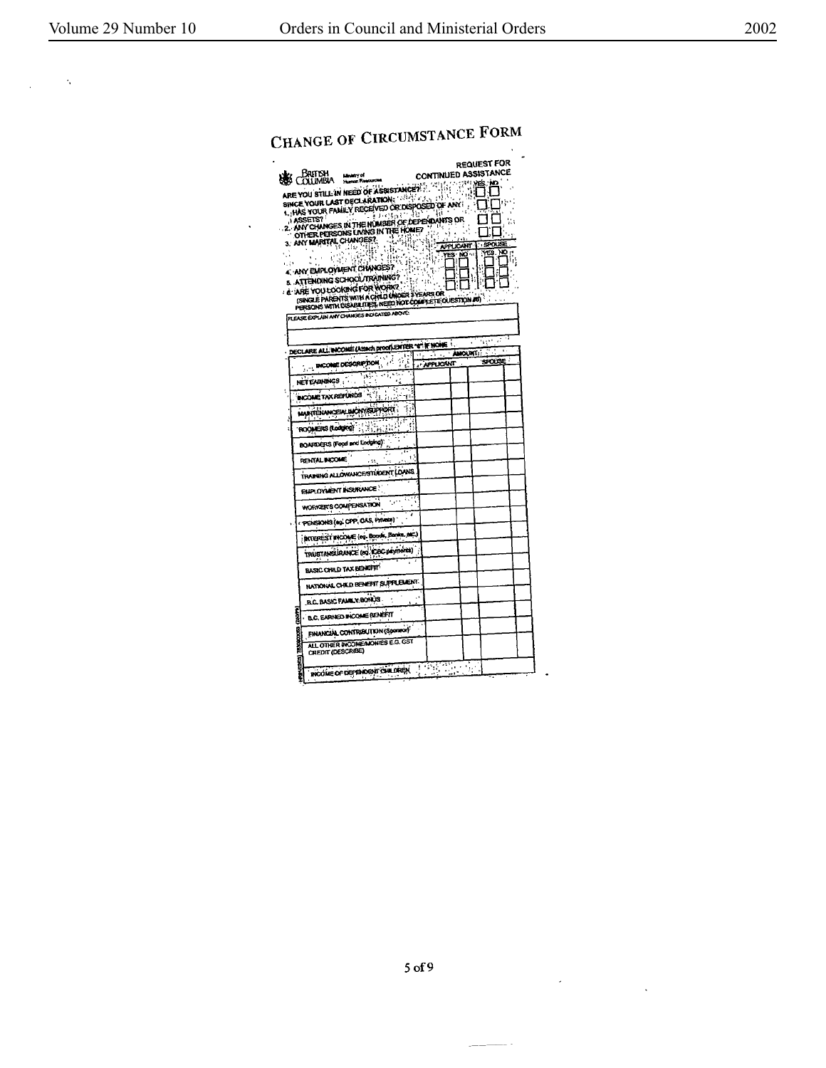# CHANGE OF CIRCUMSTANCE FORM

BRITISH COLUMBIA Ministry of Human Resources

**REQUEST FOR CONTINUED ASSISTANCE**

| | YES | NO |
|---|---|---|
| ARE YOU STILL IN NEED OF ASSISTANCE? | ☐ | ☐ |
| SINCE YOUR LAST DECLARATION: | | |
| 1. HAS YOUR FAMILY RECEIVED OR DISPOSED OF ANY ASSETS? | ☐ | ☐ |
| 2. ANY CHANGES IN THE NUMBER OF DEPENDANTS OR OTHER PERSONS LIVING IN THE HOME? | ☐ | ☐ |
| 3. ANY MARITAL CHANGES? | ☐ | ☐ |

| | APPLICANT YES | APPLICANT NO | SPOUSE YES | SPOUSE NO |
|---|---|---|---|---|
| 4. ANY EMPLOYMENT CHANGES? | ☐ | ☐ | ☐ | ☐ |
| 5. ATTENDING SCHOOL/TRAINING? | ☐ | ☐ | ☐ | ☐ |
| 6. ARE YOU LOOKING FOR WORK? (SINGLE PARENTS WITH A CHILD UNDER 3 YEARS OR PERSONS WITH DISABILITIES, NEED NOT COMPLETE QUESTION #6) | ☐ | ☐ | ☐ | ☐ |

PLEASE EXPLAIN ANY CHANGES INDICATED ABOVE:

DECLARE ALL INCOME (Attach proof) ENTER "0" IF NONE

| INCOME DESCRIPTION | AMOUNT APPLICANT | | AMOUNT SPOUSE | |
|---|---|---|---|---|
| NET EARNINGS | | | | |
| INCOME TAX REFUNDS | | | | |
| MAINTENANCE/ALIMONY/SUPPORT | | | | |
| ROOMERS (Lodging) | | | | |
| BOARDERS (Food and Lodging) | | | | |
| RENTAL INCOME | | | | |
| TRAINING ALLOWANCE/STUDENT LOANS | | | | |
| EMPLOYMENT INSURANCE | | | | |
| WORKER'S COMPENSATION | | | | |
| PENSIONS (eg. CPP, OAS, Private) | | | | |
| INTEREST INCOME (eg. Bonds, Banks, etc.) | | | | |
| TRUST/INSURANCE (eg. ICBC payments) | | | | |
| BASIC CHILD TAX BENEFIT | | | | |
| NATIONAL CHILD BENEFIT SUPPLEMENT | | | | |
| B.C. BASIC FAMILY BONUS | | | | |
| B.C. EARNED INCOME BENEFIT | | | | |
| FINANCIAL CONTRIBUTION (Sponsor) | | | | |
| ALL OTHER INCOME/MONIES E.G. GST CREDIT (DESCRIBE) | | | | |
| INCOME OF DEPENDENT CHILDREN | | | | |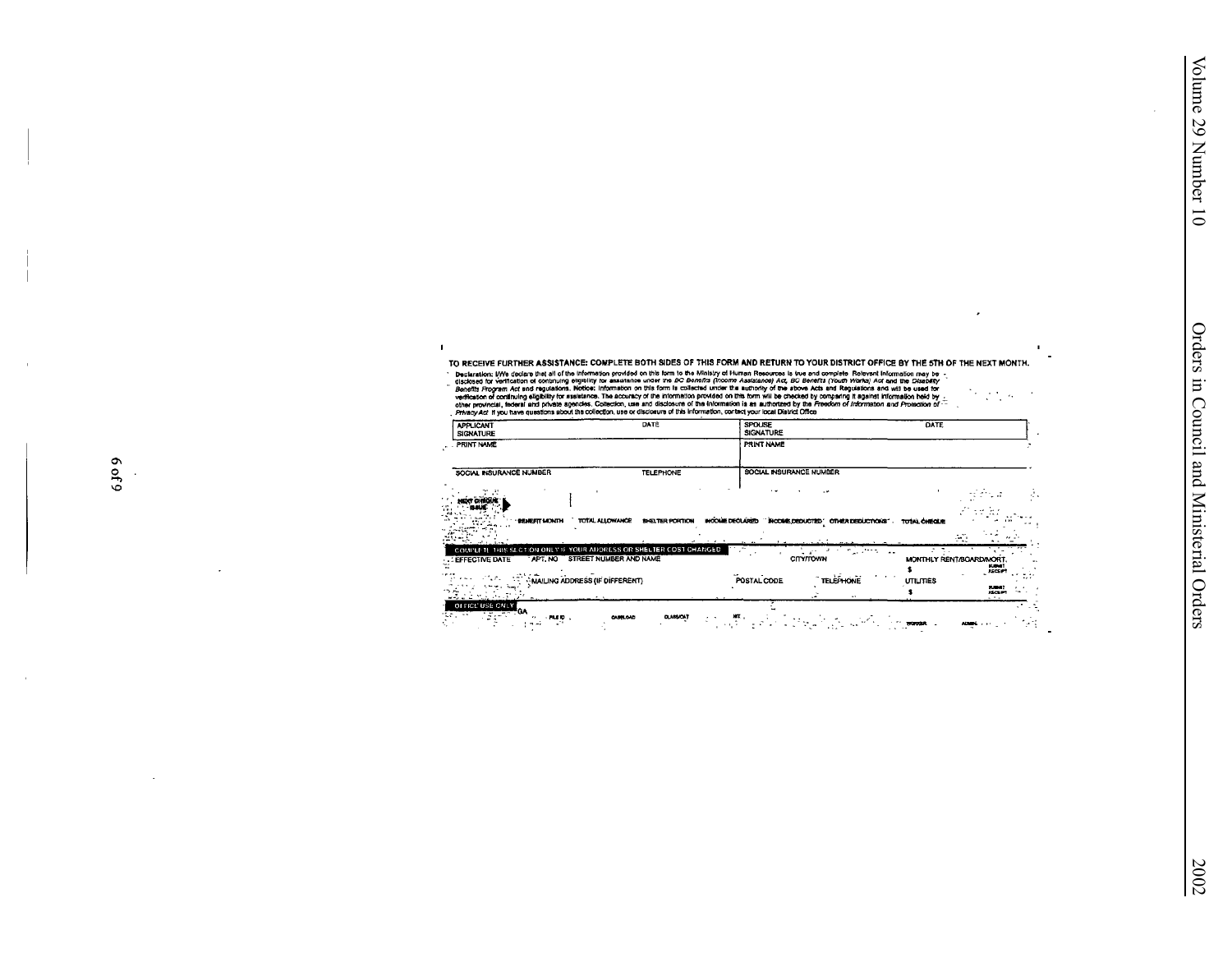TO RECEIVE FURTHER ASSISTANCE: COMPLETE BOTH SIDES OF THIS FORM AND RETURN TO YOUR DISTRICT OFFICE BY THE 5TH OF THE NEXT MONTH.

**Declaration:** I/We declare that all of the information provided on this form to the Ministry of Human Resources is true and complete. Relevant information may be disclosed for verification of continuing eligibility for assistance under the *BC Benefits (Income Assistance) Act*, *BC Benefits (Youth Works) Act* and the *Disability Benefits Program Act* and regulations. **Notice:** Information on this form is collected under the authority of the above Acts and Regulations and will be used for verification of continuing eligibility for assistance. The accuracy of the information provided on this form will be checked by comparing it against information held by other provincial, federal and private agencies. Collection, use and disclosure of the information is as authorized by the *Freedom of Information and Protection of Privacy Act*. If you have questions about the collection, use or disclosure of this information, contact your local District Office.

| APPLICANT SIGNATURE | DATE | SPOUSE SIGNATURE | DATE |
|---|---|---|---|
| PRINT NAME | | PRINT NAME | |
| SOCIAL INSURANCE NUMBER | TELEPHONE | SOCIAL INSURANCE NUMBER | |

| NEXT CHEQUE ISSUE | BENEFIT MONTH | TOTAL ALLOWANCE | SHELTER PORTION | INCOME DECLARED | INCOME DEDUCTED | OTHER DEDUCTIONS | TOTAL CHEQUE |
|---|---|---|---|---|---|---|---|
| | | | | | | | |

**COMPLETE THIS SECTION ONLY IF YOUR ADDRESS OR SHELTER COST CHANGED**

| EFFECTIVE DATE | APT. NO | STREET NUMBER AND NAME | CITY/TOWN | | MONTHLY RENT/BOARD/MORT. $ | SUBMIT RECEIPT |
|---|---|---|---|---|---|---|
| | MAILING ADDRESS (IF DIFFERENT) | | POSTAL CODE | TELEPHONE | UTILITIES $ | SUBMIT RECEIPT |

**OFFICE USE ONLY**

| GA | FILE ID | CASELOAD | CLASS/CAT | MT | WORKER | ADMIN. |
|---|---|---|---|---|---|---|
| | | | | | | |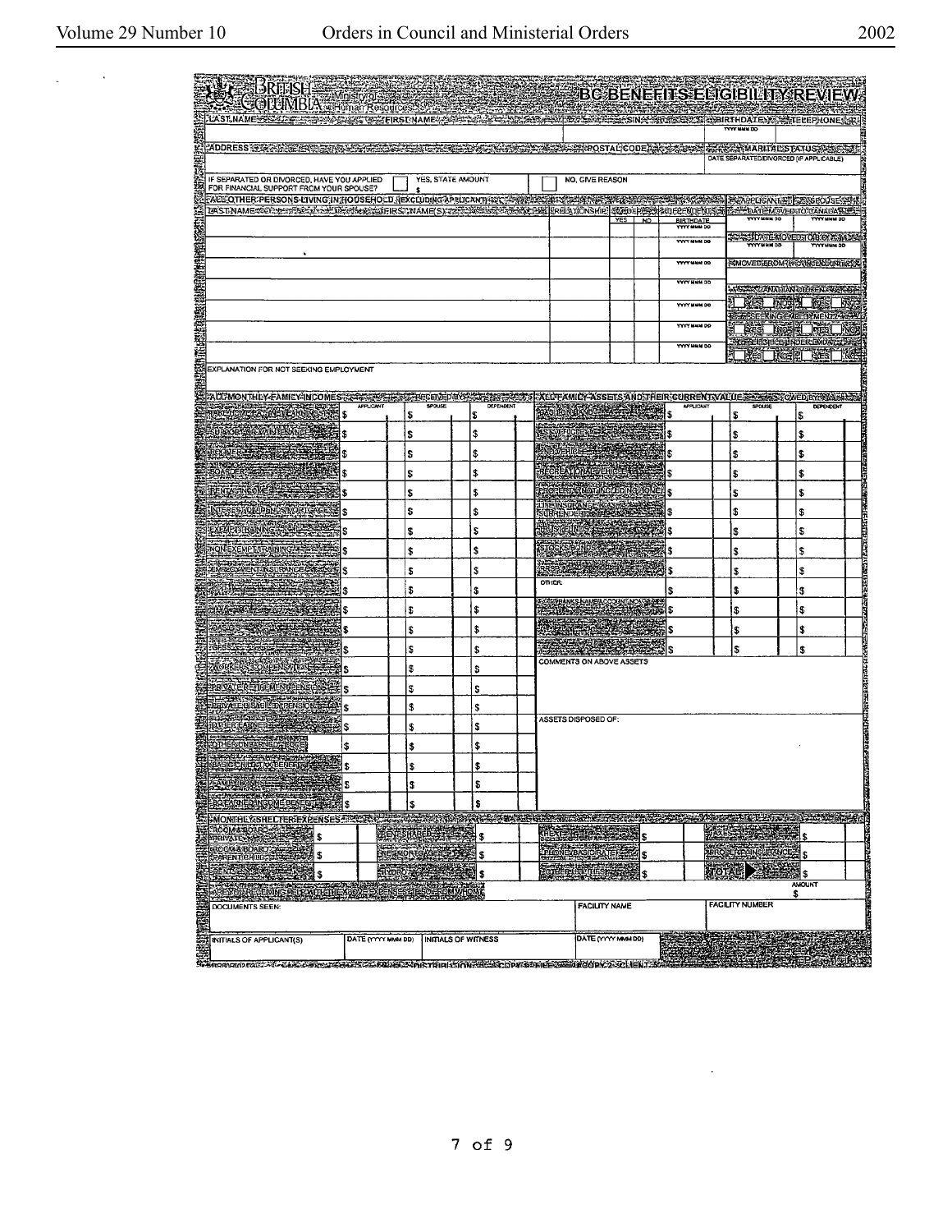# BC BENEFITS ELIGIBILITY REVIEW

British Columbia — Ministry of Human Resources

| LAST NAME | FIRST NAME | SIN | BIRTHDATE (YYYY MMM DD) | TELEPHONE |
|---|---|---|---|---|
| | | | | |

| ADDRESS | POSTAL CODE | MARITAL STATUS |
|---|---|---|
| | | DATE SEPARATED/DIVORCED (IF APPLICABLE) |

IF SEPARATED OR DIVORCED, HAVE YOU APPLIED FOR FINANCIAL SUPPORT FROM YOUR SPOUSE? ☐ YES, STATE AMOUNT $ ☐ NO, GIVE REASON

## ALL OTHER PERSONS LIVING IN HOUSEHOLD (EXCLUDING APPLICANT)

| LAST NAME | FIRST NAME(S) | RELATIONSHIP | DEPENDENT YES | DEPENDENT NO | BIRTHDATE (YYYY MMM DD) |
|---|---|---|---|---|---|
| | | | | | YYYY MMM DD |
| | | | | | YYYY MMM DD |
| | | | | | YYYY MMM DD |
| | | | | | YYYY MMM DD |
| | | | | | YYYY MMM DD |
| | | | | | YYYY MMM DD |
| | | | | | YYYY MMM DD |

| | APPLICANT | SPOUSE |
|---|---|---|
| DATE MOVED TO CANADA | YYYY MMM DD | YYYY MMM DD |
| DATE MOVED TO B.C. | YYYY MMM DD | YYYY MMM DD |
| MOVED FROM (PROVINCE/COUNTRY) | | |
| CANADIAN CITIZEN | ☐ YES ☐ NO | ☐ YES ☐ NO |
| SEEKING EMPLOYMENT | ☐ YES ☐ NO | ☐ YES ☐ NO |
| NOT ELIGIBLE UNDER FORCE | ☐ YES ☐ NO | ☐ YES ☐ NO |

EXPLANATION FOR NOT SEEKING EMPLOYMENT

## ALL MONTHLY FAMILY INCOMES RECEIVED BY

| | APPLICANT | SPOUSE | DEPENDENT |
|---|---|---|---|
| | $ | $ | $ |
| SPOUSAL MAINTENANCE | $ | $ | $ |
| BOARDER | $ | $ | $ |
| ROOM & BOARD | $ | $ | $ |
| RENTAL INCOME | $ | $ | $ |
| INTEREST/DIVIDENDS/MORTGAGES | $ | $ | $ |
| FARM EARNINGS | $ | $ | $ |
| NON-EXEMPT EARNINGS | $ | $ | $ |
| EMPLOYMENT INSURANCE | $ | $ | $ |
| | $ | $ | $ |
| | $ | $ | $ |
| | $ | $ | $ |
| | $ | $ | $ |
| WORKERS' COMPENSATION | $ | $ | $ |
| PRIVATE RETIREMENT PENSION | $ | $ | $ |
| PRIVATE DISABILITY PENSION | $ | $ | $ |
| | $ | $ | $ |
| OTHER (SPECIFY) | $ | $ | $ |
| BASIC CHILD TAX BENEFIT | $ | $ | $ |
| | $ | $ | $ |
| BC EARNED INCOME BENEFIT | $ | $ | $ |

## ALL FAMILY ASSETS AND THEIR CURRENT VALUE OWNED BY

| | APPLICANT | SPOUSE | DEPENDENT |
|---|---|---|---|
| | $ | $ | $ |
| | $ | $ | $ |
| VEHICLE | $ | $ | $ |
| RECREATIONAL VEHICLE | $ | $ | $ |
| | $ | $ | $ |
| LIFE INSURANCE CASH SURRENDER VALUE | $ | $ | $ |
| | $ | $ | $ |
| STOCKS/BONDS | $ | $ | $ |
| RRSP | $ | $ | $ |
| OTHER: | $ | $ | $ |
| BANKS NAME/ACCOUNT NO. | $ | $ | $ |
| | $ | $ | $ |
| | $ | $ | $ |

COMMENTS ON ABOVE ASSETS

ASSETS DISPOSED OF:

## MONTHLY SHELTER EXPENSES

| | | | | | | | |
|---|---|---|---|---|---|---|---|
| ROOM & BOARD PRIVATE | $ | | $ | RENT | $ | TAXES | $ |
| ROOM & BOARD PARENT/CHILD | $ | MORTGAGE | $ | PHONE BASIC RATE | $ | PROPERTY INSURANCE | $ |
| RENT | $ | HYDRO | $ | OTHER UTILITIES | $ | TOTAL | $ |

ARE YOU SHARING SHELTER WITH THE ABOVE EXPENSES? IF SO WITH WHOM — AMOUNT $

| DOCUMENTS SEEN: | FACILITY NAME | FACILITY NUMBER |
|---|---|---|
| | | |

| INITIALS OF APPLICANT(S) | DATE (YYYY MMM DD) | INITIALS OF WITNESS | DATE (YYYY MMM DD) |
|---|---|---|---|
| | | | |

DISTRIBUTION: COPY 1 - FILE COPY 2 - CLIENT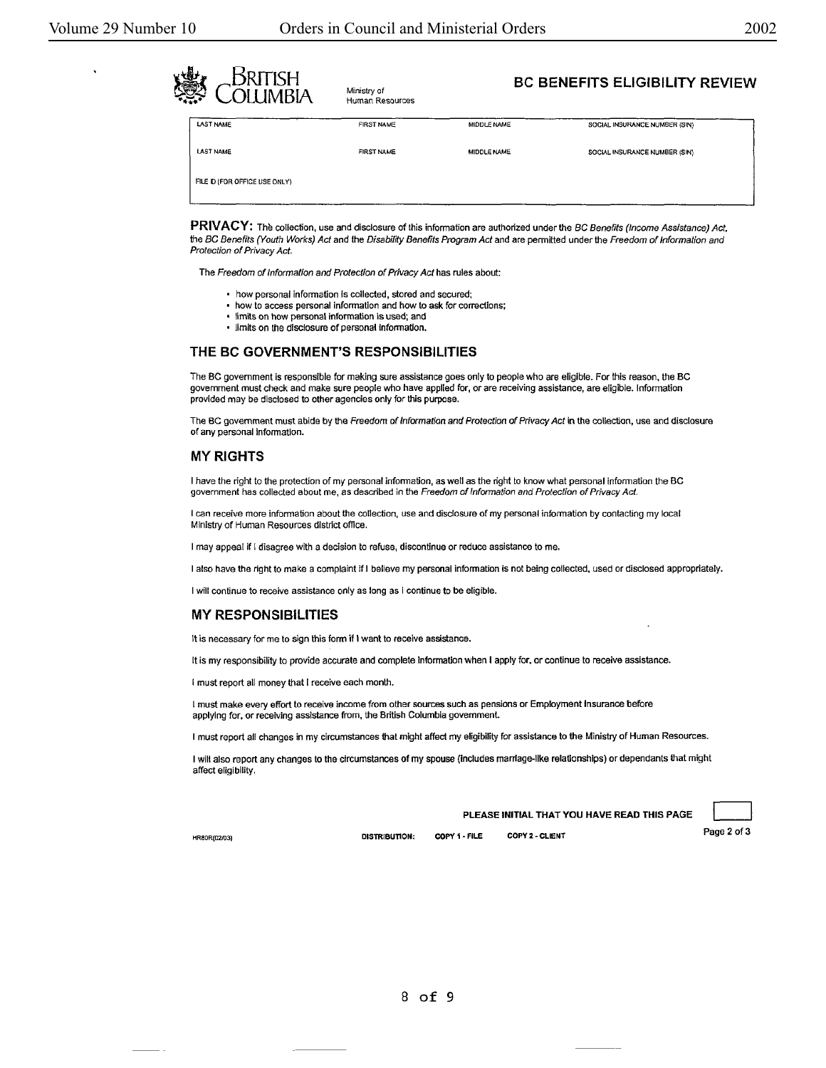British Columbia — Ministry of Human Resources

## BC BENEFITS ELIGIBILITY REVIEW

| LAST NAME | FIRST NAME | MIDDLE NAME | SOCIAL INSURANCE NUMBER (SIN) |
|---|---|---|---|
| LAST NAME | FIRST NAME | MIDDLE NAME | SOCIAL INSURANCE NUMBER (SIN) |
| FILE ID (FOR OFFICE USE ONLY) | | | |

**PRIVACY:** The collection, use and disclosure of this information are authorized under the *BC Benefits (Income Assistance) Act*, the *BC Benefits (Youth Works) Act* and the *Disability Benefits Program Act* and are permitted under the *Freedom of Information and Protection of Privacy Act*.

The *Freedom of Information and Protection of Privacy Act* has rules about:

- how personal information is collected, stored and secured;
- how to access personal information and how to ask for corrections;
- limits on how personal information is used; and
- limits on the disclosure of personal information.

### THE BC GOVERNMENT'S RESPONSIBILITIES

The BC government is responsible for making sure assistance goes only to people who are eligible. For this reason, the BC government must check and make sure people who have applied for, or are receiving assistance, are eligible. Information provided may be disclosed to other agencies only for this purpose.

The BC government must abide by the *Freedom of Information and Protection of Privacy Act* in the collection, use and disclosure of any personal information.

### MY RIGHTS

I have the right to the protection of my personal information, as well as the right to know what personal information the BC government has collected about me, as described in the *Freedom of Information and Protection of Privacy Act*.

I can receive more information about the collection, use and disclosure of my personal information by contacting my local Ministry of Human Resources district office.

I may appeal if I disagree with a decision to refuse, discontinue or reduce assistance to me.

I also have the right to make a complaint if I believe my personal information is not being collected, used or disclosed appropriately.

I will continue to receive assistance only as long as I continue to be eligible.

### MY RESPONSIBILITIES

It is necessary for me to sign this form if I want to receive assistance.

It is my responsibility to provide accurate and complete information when I apply for, or continue to receive assistance.

I must report all money that I receive each month.

I must make every effort to receive income from other sources such as pensions or Employment Insurance before applying for, or receiving assistance from, the British Columbia government.

I must report all changes in my circumstances that might affect my eligibility for assistance to the Ministry of Human Resources.

I will also report any changes to the circumstances of my spouse (includes marriage-like relationships) or dependants that might affect eligibility.

**PLEASE INITIAL THAT YOU HAVE READ THIS PAGE** [ ]

HR80R(02/03) **DISTRIBUTION: COPY 1 - FILE COPY 2 - CLIENT** Page 2 of 3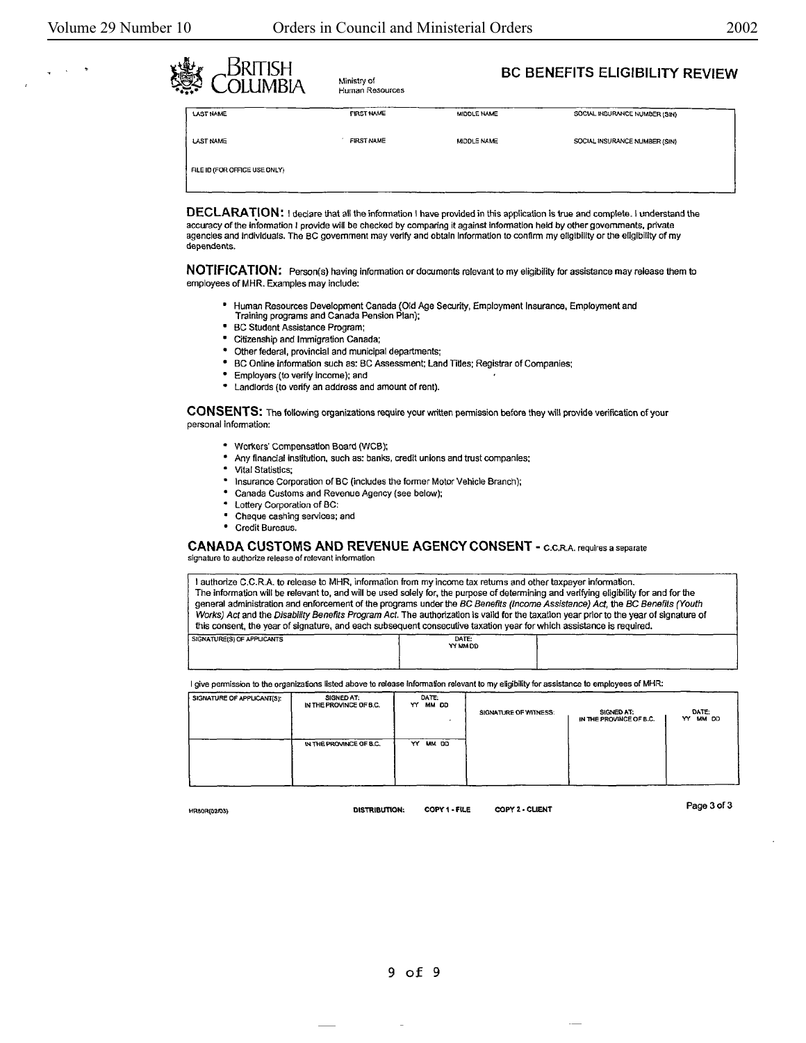BRITISH COLUMBIA

Ministry of Human Resources

## BC BENEFITS ELIGIBILITY REVIEW

| LAST NAME | FIRST NAME | MIDDLE NAME | SOCIAL INSURANCE NUMBER (SIN) |
| --- | --- | --- | --- |
| LAST NAME | FIRST NAME | MIDDLE NAME | SOCIAL INSURANCE NUMBER (SIN) |
| FILE ID (FOR OFFICE USE ONLY) | | | |

**DECLARATION:** I declare that all the information I have provided in this application is true and complete. I understand the accuracy of the information I provide will be checked by comparing it against information held by other governments, private agencies and individuals. The BC government may verify and obtain information to confirm my eligibility or the eligibility of my dependents.

**NOTIFICATION:** Person(s) having information or documents relevant to my eligibility for assistance may release them to employees of MHR. Examples may include:

- Human Resources Development Canada (Old Age Security, Employment Insurance, Employment and Training programs and Canada Pension Plan);
- BC Student Assistance Program;
- Citizenship and Immigration Canada;
- Other federal, provincial and municipal departments;
- BC Online information such as: BC Assessment; Land Titles; Registrar of Companies;
- Employers (to verify income); and
- Landlords (to verify an address and amount of rent).

**CONSENTS:** The following organizations require your written permission before they will provide verification of your personal information:

- Workers' Compensation Board (WCB);
- Any financial institution, such as: banks, credit unions and trust companies;
- Vital Statistics;
- Insurance Corporation of BC (includes the former Motor Vehicle Branch);
- Canada Customs and Revenue Agency (see below);
- Lottery Corporation of BC;
- Cheque cashing services; and
- Credit Bureaus.

**CANADA CUSTOMS AND REVENUE AGENCY CONSENT -** C.C.R.A. requires a separate signature to authorize release of relevant information

I authorize C.C.R.A. to release to MHR, information from my income tax returns and other taxpayer information. The information will be relevant to, and will be used solely for, the purpose of determining and verifying eligibility for and for the general administration and enforcement of the programs under the *BC Benefits (Income Assistance) Act*, the *BC Benefits (Youth Works) Act* and the *Disability Benefits Program Act*. The authorization is valid for the taxation year prior to the year of signature of this consent, the year of signature, and each subsequent consecutive taxation year for which assistance is required.

| SIGNATURE(S) OF APPLICANTS | DATE: YY MM DD | |
| --- | --- | --- |
| | | |

I give permission to the organizations listed above to release information relevant to my eligibility for assistance to employees of MHR:

| SIGNATURE OF APPLICANT(S): | SIGNED AT: IN THE PROVINCE OF B.C. | DATE: YY MM DD | SIGNATURE OF WITNESS: | SIGNED AT: IN THE PROVINCE OF B.C. | DATE: YY MM DD |
| --- | --- | --- | --- | --- | --- |
| | IN THE PROVINCE OF B.C. | YY MM DD | | | |

HR80R(02/03) DISTRIBUTION: COPY 1 - FILE COPY 2 - CLIENT Page 3 of 3